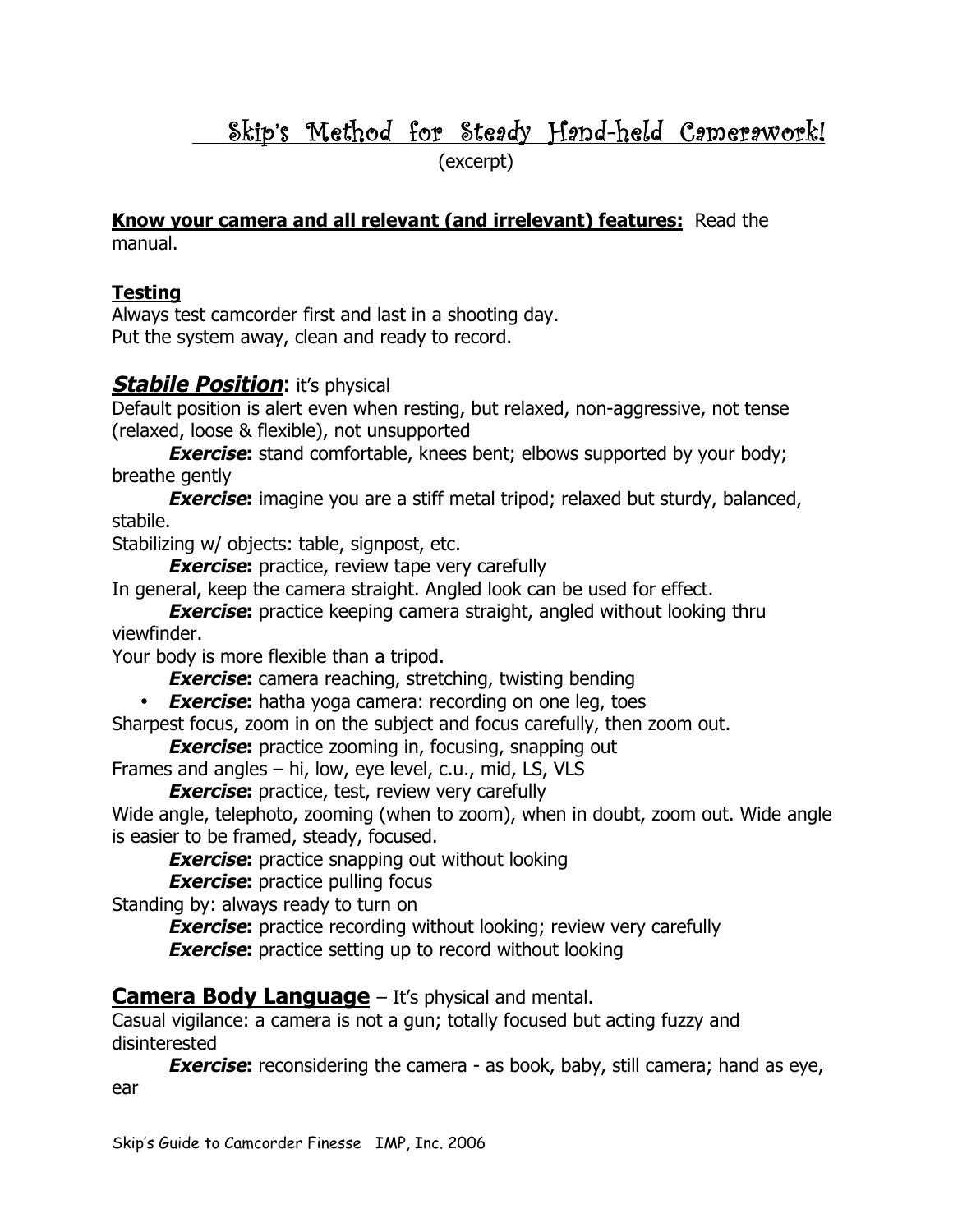# Skip's Method for Steady Hand-held Camerawork!

(excerpt)

**Know your camera and all relevant (and irrelevant) features:** Read the manual.

## Testing

Always test camcorder first and last in a shooting day.
Put the system away, clean and ready to record.

## ***Stabile Position***: it's physical

Default position is alert even when resting, but relaxed, non-aggressive, not tense (relaxed, loose & flexible), not unsupported

***Exercise*:** stand comfortable, knees bent; elbows supported by your body; breathe gently

***Exercise*:** imagine you are a stiff metal tripod; relaxed but sturdy, balanced, stabile.

Stabilizing w/ objects: table, signpost, etc.

***Exercise*:** practice, review tape very carefully

In general, keep the camera straight. Angled look can be used for effect.

***Exercise*:** practice keeping camera straight, angled without looking thru viewfinder.

Your body is more flexible than a tripod.

***Exercise*:** camera reaching, stretching, twisting bending

- ***Exercise*:** hatha yoga camera: recording on one leg, toes

Sharpest focus, zoom in on the subject and focus carefully, then zoom out.

***Exercise*:** practice zooming in, focusing, snapping out

Frames and angles – hi, low, eye level, c.u., mid, LS, VLS

***Exercise*:** practice, test, review very carefully

Wide angle, telephoto, zooming (when to zoom), when in doubt, zoom out. Wide angle is easier to be framed, steady, focused.

***Exercise*:** practice snapping out without looking

***Exercise*:** practice pulling focus

Standing by: always ready to turn on

***Exercise*:** practice recording without looking; review very carefully

***Exercise*:** practice setting up to record without looking

## Camera Body Language – It's physical and mental.

Casual vigilance: a camera is not a gun; totally focused but acting fuzzy and disinterested

***Exercise*:** reconsidering the camera - as book, baby, still camera; hand as eye, ear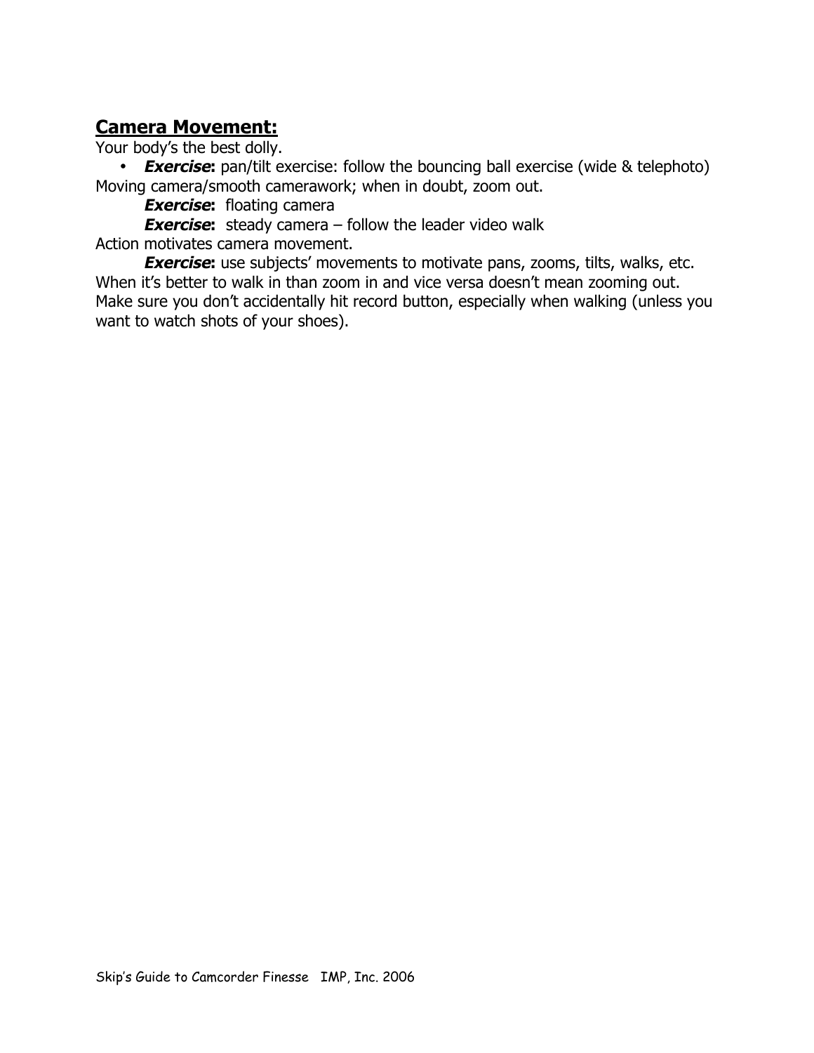## Camera Movement:

Your body's the best dolly.

- ***Exercise*:** pan/tilt exercise: follow the bouncing ball exercise (wide & telephoto)

Moving camera/smooth camerawork; when in doubt, zoom out.

***Exercise*:** floating camera

***Exercise*:** steady camera – follow the leader video walk

Action motivates camera movement.

***Exercise*:** use subjects' movements to motivate pans, zooms, tilts, walks, etc.

When it's better to walk in than zoom in and vice versa doesn't mean zooming out.

Make sure you don't accidentally hit record button, especially when walking (unless you want to watch shots of your shoes).